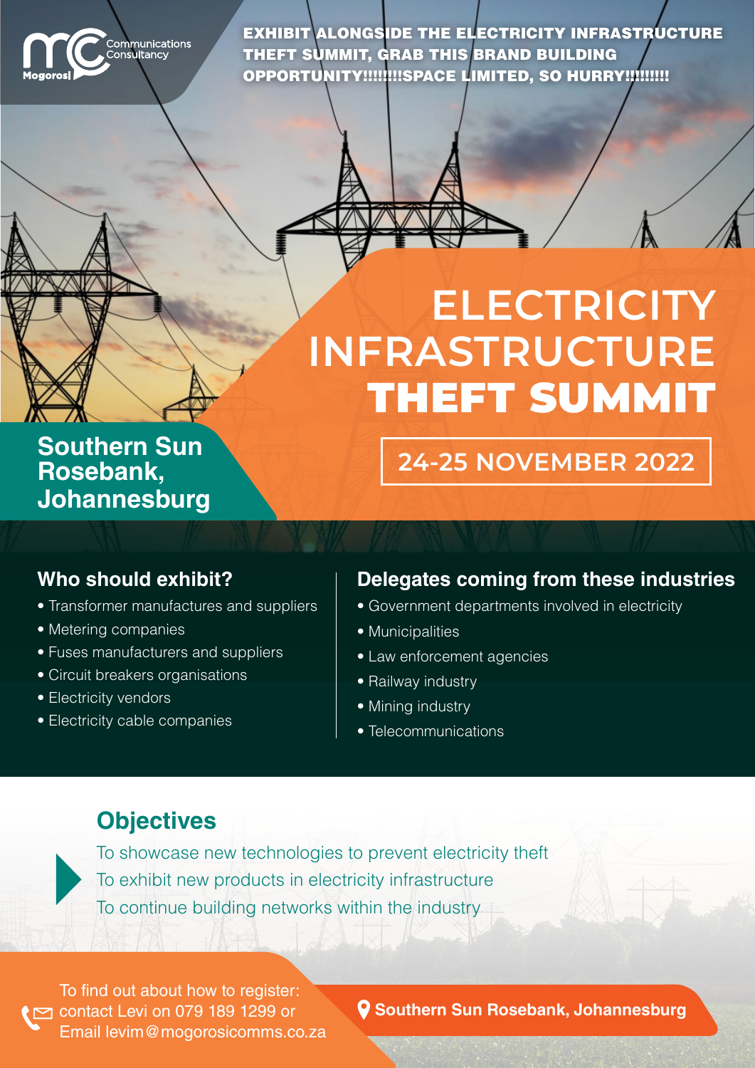Mogorosi Communications Consultancy

**EXHIBIT ALONGSIDE THE ELECTRICITY INFRASTRUCTURE THEFT SUMMIT, GRAB THIS BRAND BUILDING OPPORTUNITY!!!!!!!!SPACE LIMITED, SO HURRY!!!!!!!!**

# ELECTRICITY INFRASTRUCTURE **THEFT SUMMIT**

**Southern Sun Rosebank, Johannesburg**

**24-25 NOVEMBER 2022**

## Who should exhibit?

- Transformer manufactures and suppliers
- Metering companies
- Fuses manufacturers and suppliers
- Circuit breakers organisations
- Electricity vendors
- Electricity cable companies

## Delegates coming from these industries

- Government departments involved in electricity
- Municipalities
- Law enforcement agencies
- Railway industry
- Mining industry
- Telecommunications

## Objectives

To showcase new technologies to prevent electricity theft
To exhibit new products in electricity infrastructure
To continue building networks within the industry

To find out about how to register: contact Levi on 079 189 1299 or Email levim@mogorosicomms.co.za

**Southern Sun Rosebank, Johannesburg**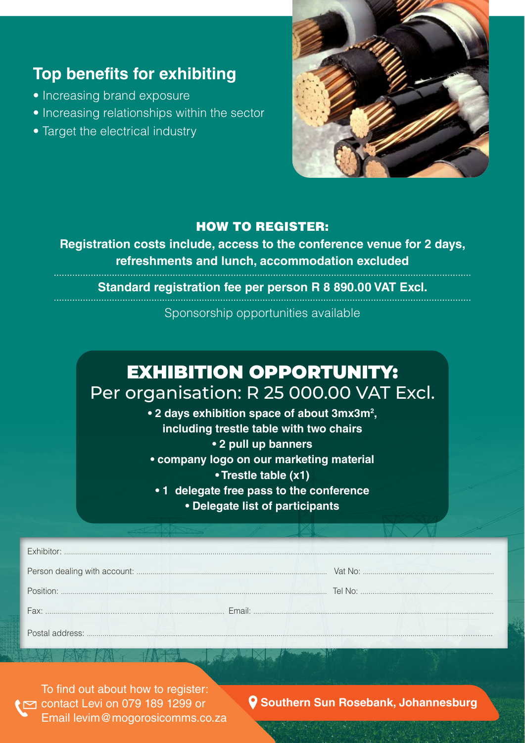## Top benefits for exhibiting

- Increasing brand exposure
- Increasing relationships within the sector
- Target the electrical industry

### HOW TO REGISTER:

**Registration costs include, access to the conference venue for 2 days, refreshments and lunch, accommodation excluded**

**Standard registration fee per person R 8 890.00 VAT Excl.**

Sponsorship opportunities available

## EXHIBITION OPPORTUNITY:

Per organisation: R 25 000.00 VAT Excl.

- **2 days exhibition space of about 3mx3m², including trestle table with two chairs**
- **2 pull up banners**
- **company logo on our marketing material**
- **Trestle table (x1)**
- **1 delegate free pass to the conference**
- **Delegate list of participants**

Exhibitor: ..........................................................................

Person dealing with account: .............................................. Vat No: ..............................

Position: .............................................. Tel No: ..............................

Fax: .............................................. Email: ..............................

Postal address: ..........................................................................

To find out about how to register: contact Levi on 079 189 1299 or Email levim@mogorosicomms.co.za

Southern Sun Rosebank, Johannesburg